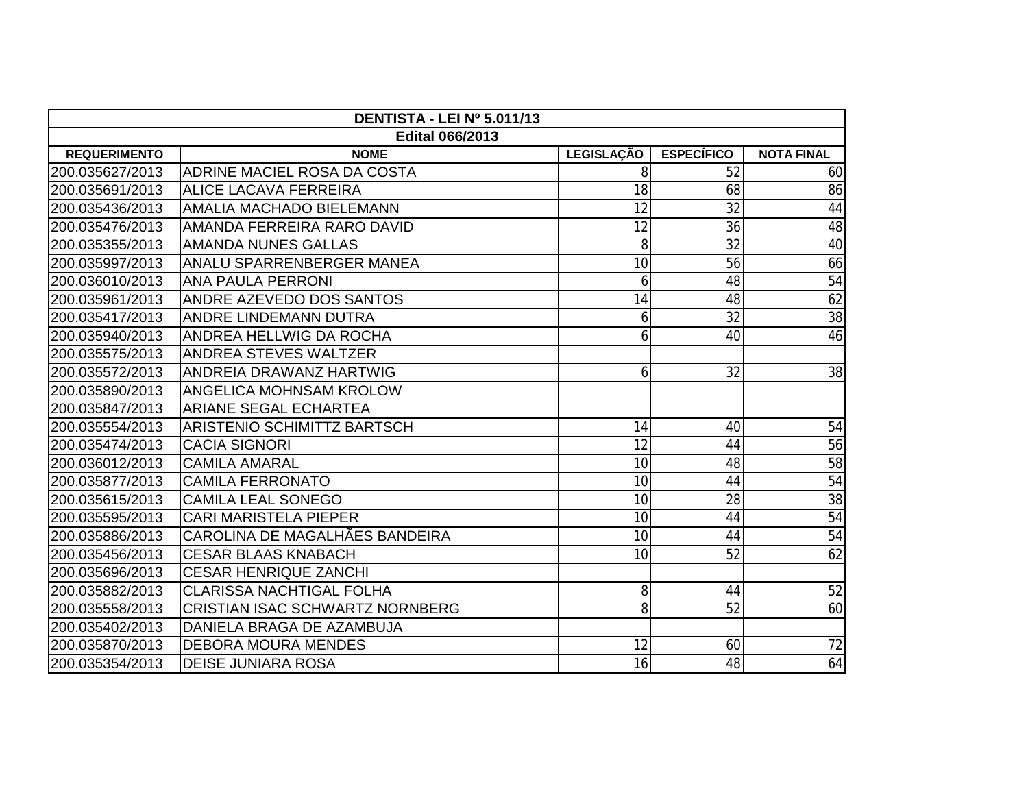| DENTISTA - LEI Nº 5.011/13 | | | | |
|---|---|---|---|---|
| **Edital 066/2013** | | | | |
| **REQUERIMENTO** | **NOME** | **LEGISLAÇÃO** | **ESPECÍFICO** | **NOTA FINAL** |
| 200.035627/2013 | ADRINE MACIEL ROSA DA COSTA | 8 | 52 | 60 |
| 200.035691/2013 | ALICE LACAVA FERREIRA | 18 | 68 | 86 |
| 200.035436/2013 | AMALIA MACHADO BIELEMANN | 12 | 32 | 44 |
| 200.035476/2013 | AMANDA FERREIRA RARO DAVID | 12 | 36 | 48 |
| 200.035355/2013 | AMANDA NUNES GALLAS | 8 | 32 | 40 |
| 200.035997/2013 | ANALU SPARRENBERGER MANEA | 10 | 56 | 66 |
| 200.036010/2013 | ANA PAULA PERRONI | 6 | 48 | 54 |
| 200.035961/2013 | ANDRE AZEVEDO DOS SANTOS | 14 | 48 | 62 |
| 200.035417/2013 | ANDRE LINDEMANN DUTRA | 6 | 32 | 38 |
| 200.035940/2013 | ANDREA HELLWIG DA ROCHA | 6 | 40 | 46 |
| 200.035575/2013 | ANDREA STEVES WALTZER | | | |
| 200.035572/2013 | ANDREIA DRAWANZ HARTWIG | 6 | 32 | 38 |
| 200.035890/2013 | ANGELICA MOHNSAM KROLOW | | | |
| 200.035847/2013 | ARIANE SEGAL ECHARTEA | | | |
| 200.035554/2013 | ARISTENIO SCHIMITTZ BARTSCH | 14 | 40 | 54 |
| 200.035474/2013 | CACIA SIGNORI | 12 | 44 | 56 |
| 200.036012/2013 | CAMILA AMARAL | 10 | 48 | 58 |
| 200.035877/2013 | CAMILA FERRONATO | 10 | 44 | 54 |
| 200.035615/2013 | CAMILA LEAL SONEGO | 10 | 28 | 38 |
| 200.035595/2013 | CARI MARISTELA PIEPER | 10 | 44 | 54 |
| 200.035886/2013 | CAROLINA DE MAGALHÃES BANDEIRA | 10 | 44 | 54 |
| 200.035456/2013 | CESAR BLAAS KNABACH | 10 | 52 | 62 |
| 200.035696/2013 | CESAR HENRIQUE ZANCHI | | | |
| 200.035882/2013 | CLARISSA NACHTIGAL FOLHA | 8 | 44 | 52 |
| 200.035558/2013 | CRISTIAN ISAC SCHWARTZ NORNBERG | 8 | 52 | 60 |
| 200.035402/2013 | DANIELA BRAGA DE AZAMBUJA | | | |
| 200.035870/2013 | DEBORA MOURA MENDES | 12 | 60 | 72 |
| 200.035354/2013 | DEISE JUNIARA ROSA | 16 | 48 | 64 |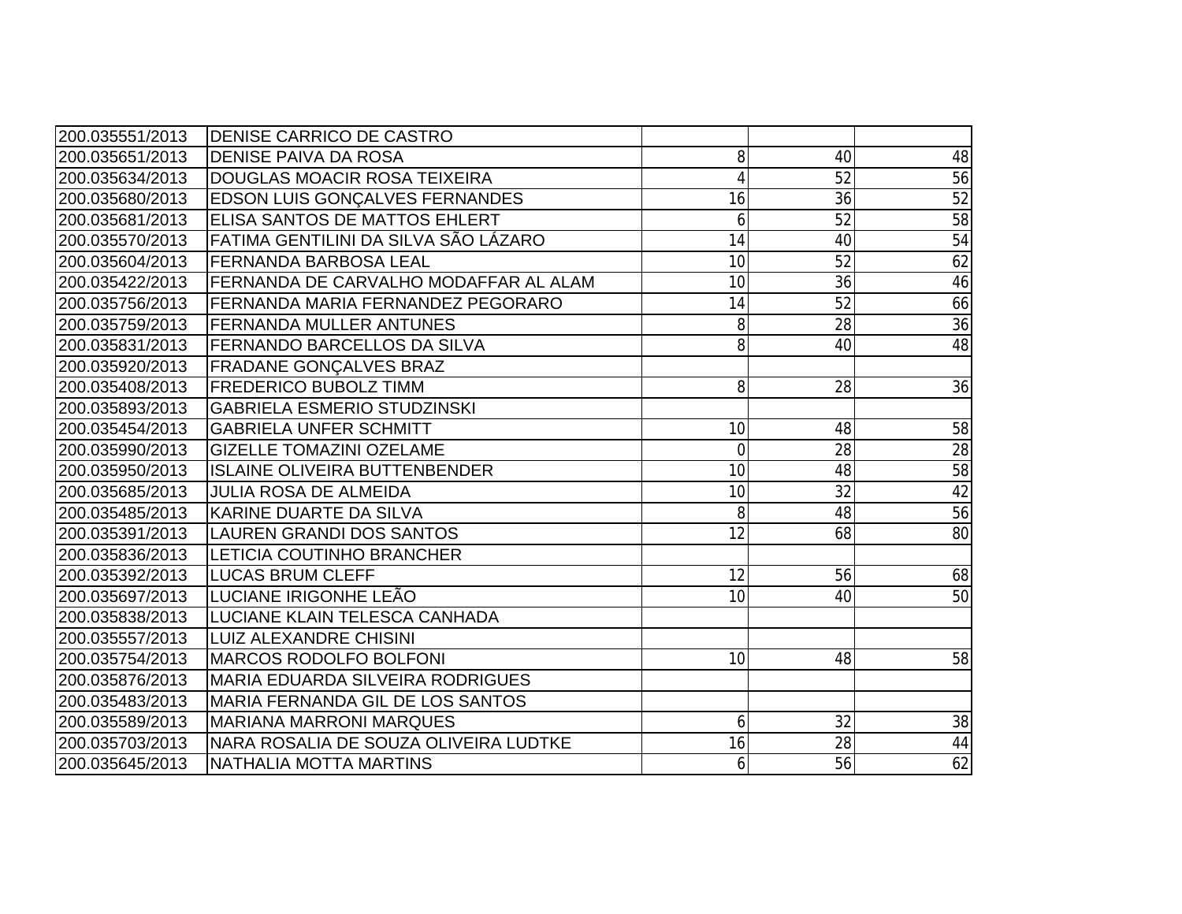| | | | | |
|---|---|---|---|---|
| 200.035551/2013 | DENISE CARRICO DE CASTRO | | | |
| 200.035651/2013 | DENISE PAIVA DA ROSA | 8 | 40 | 48 |
| 200.035634/2013 | DOUGLAS MOACIR ROSA TEIXEIRA | 4 | 52 | 56 |
| 200.035680/2013 | EDSON LUIS GONÇALVES FERNANDES | 16 | 36 | 52 |
| 200.035681/2013 | ELISA SANTOS DE MATTOS EHLERT | 6 | 52 | 58 |
| 200.035570/2013 | FATIMA GENTILINI DA SILVA SÃO LÁZARO | 14 | 40 | 54 |
| 200.035604/2013 | FERNANDA BARBOSA LEAL | 10 | 52 | 62 |
| 200.035422/2013 | FERNANDA DE CARVALHO MODAFFAR AL ALAM | 10 | 36 | 46 |
| 200.035756/2013 | FERNANDA MARIA FERNANDEZ PEGORARO | 14 | 52 | 66 |
| 200.035759/2013 | FERNANDA MULLER ANTUNES | 8 | 28 | 36 |
| 200.035831/2013 | FERNANDO BARCELLOS DA SILVA | 8 | 40 | 48 |
| 200.035920/2013 | FRADANE GONÇALVES BRAZ | | | |
| 200.035408/2013 | FREDERICO BUBOLZ TIMM | 8 | 28 | 36 |
| 200.035893/2013 | GABRIELA ESMERIO STUDZINSKI | | | |
| 200.035454/2013 | GABRIELA UNFER SCHMITT | 10 | 48 | 58 |
| 200.035990/2013 | GIZELLE TOMAZINI OZELAME | 0 | 28 | 28 |
| 200.035950/2013 | ISLAINE OLIVEIRA BUTTENBENDER | 10 | 48 | 58 |
| 200.035685/2013 | JULIA ROSA DE ALMEIDA | 10 | 32 | 42 |
| 200.035485/2013 | KARINE DUARTE DA SILVA | 8 | 48 | 56 |
| 200.035391/2013 | LAUREN GRANDI DOS SANTOS | 12 | 68 | 80 |
| 200.035836/2013 | LETICIA COUTINHO BRANCHER | | | |
| 200.035392/2013 | LUCAS BRUM CLEFF | 12 | 56 | 68 |
| 200.035697/2013 | LUCIANE IRIGONHE LEÃO | 10 | 40 | 50 |
| 200.035838/2013 | LUCIANE KLAIN TELESCA CANHADA | | | |
| 200.035557/2013 | LUIZ ALEXANDRE CHISINI | | | |
| 200.035754/2013 | MARCOS RODOLFO BOLFONI | 10 | 48 | 58 |
| 200.035876/2013 | MARIA EDUARDA SILVEIRA RODRIGUES | | | |
| 200.035483/2013 | MARIA FERNANDA GIL DE LOS SANTOS | | | |
| 200.035589/2013 | MARIANA MARRONI MARQUES | 6 | 32 | 38 |
| 200.035703/2013 | NARA ROSALIA DE SOUZA OLIVEIRA LUDTKE | 16 | 28 | 44 |
| 200.035645/2013 | NATHALIA MOTTA MARTINS | 6 | 56 | 62 |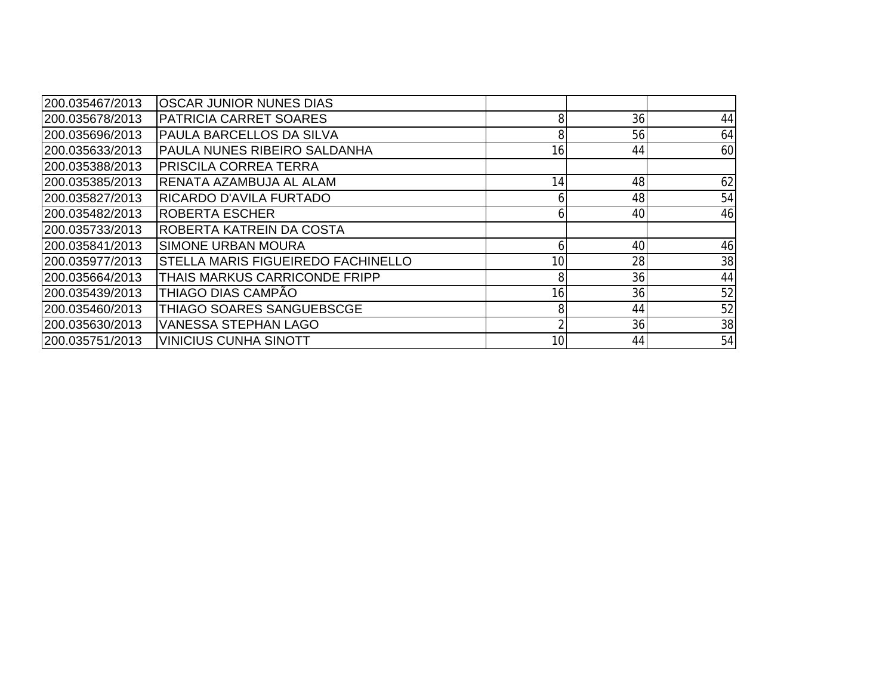| | | | | |
|---|---|---|---|---|
| 200.035467/2013 | OSCAR JUNIOR NUNES DIAS | | | |
| 200.035678/2013 | PATRICIA CARRET SOARES | 8 | 36 | 44 |
| 200.035696/2013 | PAULA BARCELLOS DA SILVA | 8 | 56 | 64 |
| 200.035633/2013 | PAULA NUNES RIBEIRO SALDANHA | 16 | 44 | 60 |
| 200.035388/2013 | PRISCILA CORREA TERRA | | | |
| 200.035385/2013 | RENATA AZAMBUJA AL ALAM | 14 | 48 | 62 |
| 200.035827/2013 | RICARDO D'AVILA FURTADO | 6 | 48 | 54 |
| 200.035482/2013 | ROBERTA ESCHER | 6 | 40 | 46 |
| 200.035733/2013 | ROBERTA KATREIN DA COSTA | | | |
| 200.035841/2013 | SIMONE URBAN MOURA | 6 | 40 | 46 |
| 200.035977/2013 | STELLA MARIS FIGUEIREDO FACHINELLO | 10 | 28 | 38 |
| 200.035664/2013 | THAIS MARKUS CARRICONDE FRIPP | 8 | 36 | 44 |
| 200.035439/2013 | THIAGO DIAS CAMPÃO | 16 | 36 | 52 |
| 200.035460/2013 | THIAGO SOARES SANGUEBSCGE | 8 | 44 | 52 |
| 200.035630/2013 | VANESSA STEPHAN LAGO | 2 | 36 | 38 |
| 200.035751/2013 | VINICIUS CUNHA SINOTT | 10 | 44 | 54 |